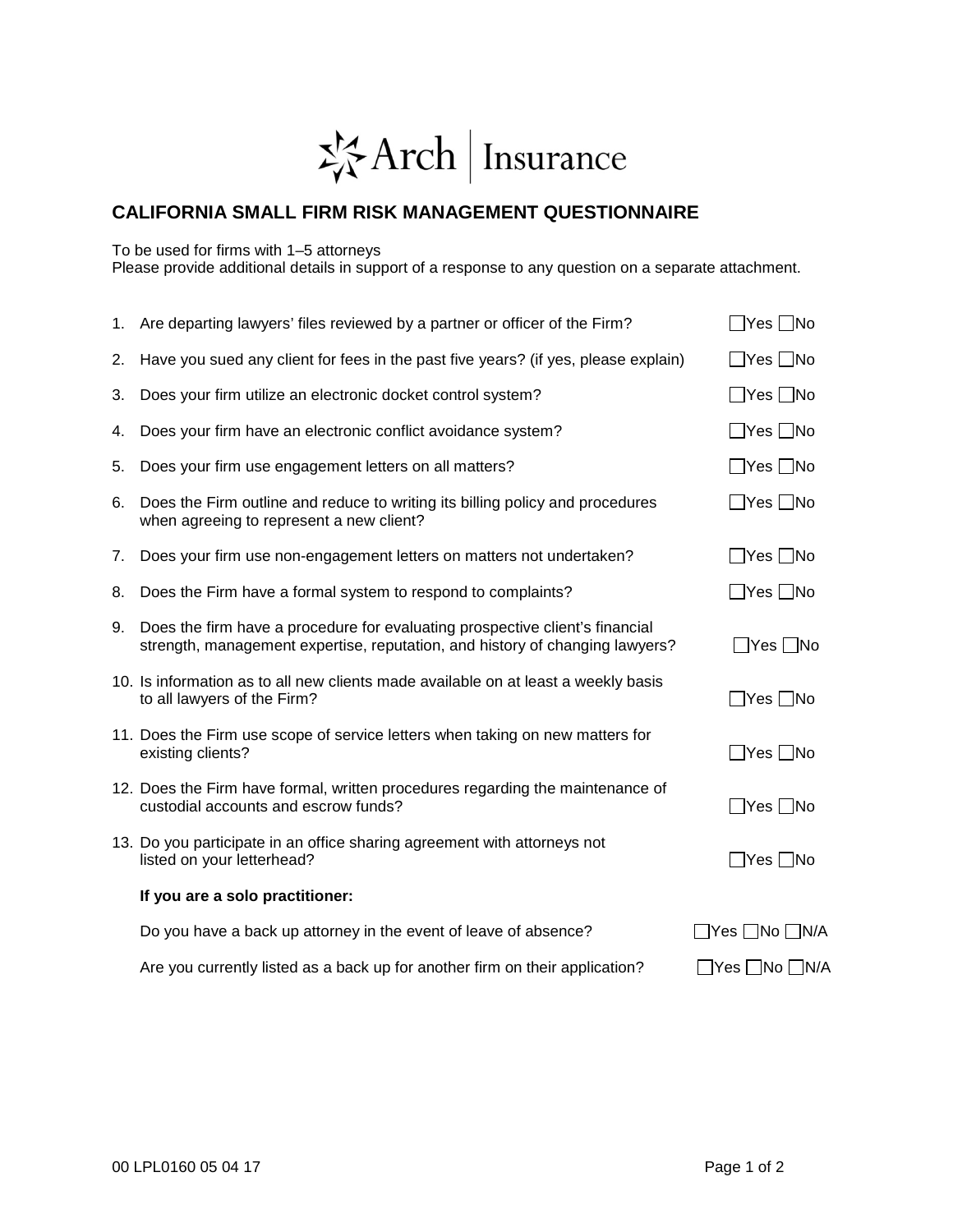Arch | Insurance

# CALIFORNIA SMALL FIRM RISK MANAGEMENT QUESTIONNAIRE

To be used for firms with 1–5 attorneys
Please provide additional details in support of a response to any question on a separate attachment.

1. Are departing lawyers' files reviewed by a partner or officer of the Firm? ☐Yes ☐No
2. Have you sued any client for fees in the past five years? (if yes, please explain) ☐Yes ☐No
3. Does your firm utilize an electronic docket control system? ☐Yes ☐No
4. Does your firm have an electronic conflict avoidance system? ☐Yes ☐No
5. Does your firm use engagement letters on all matters? ☐Yes ☐No
6. Does the Firm outline and reduce to writing its billing policy and procedures when agreeing to represent a new client? ☐Yes ☐No
7. Does your firm use non-engagement letters on matters not undertaken? ☐Yes ☐No
8. Does the Firm have a formal system to respond to complaints? ☐Yes ☐No
9. Does the firm have a procedure for evaluating prospective client's financial strength, management expertise, reputation, and history of changing lawyers? ☐Yes ☐No
10. Is information as to all new clients made available on at least a weekly basis to all lawyers of the Firm? ☐Yes ☐No
11. Does the Firm use scope of service letters when taking on new matters for existing clients? ☐Yes ☐No
12. Does the Firm have formal, written procedures regarding the maintenance of custodial accounts and escrow funds? ☐Yes ☐No
13. Do you participate in an office sharing agreement with attorneys not listed on your letterhead? ☐Yes ☐No

**If you are a solo practitioner:**

Do you have a back up attorney in the event of leave of absence? ☐Yes ☐No ☐N/A

Are you currently listed as a back up for another firm on their application? ☐Yes ☐No ☐N/A

00 LPL0160 05 04 17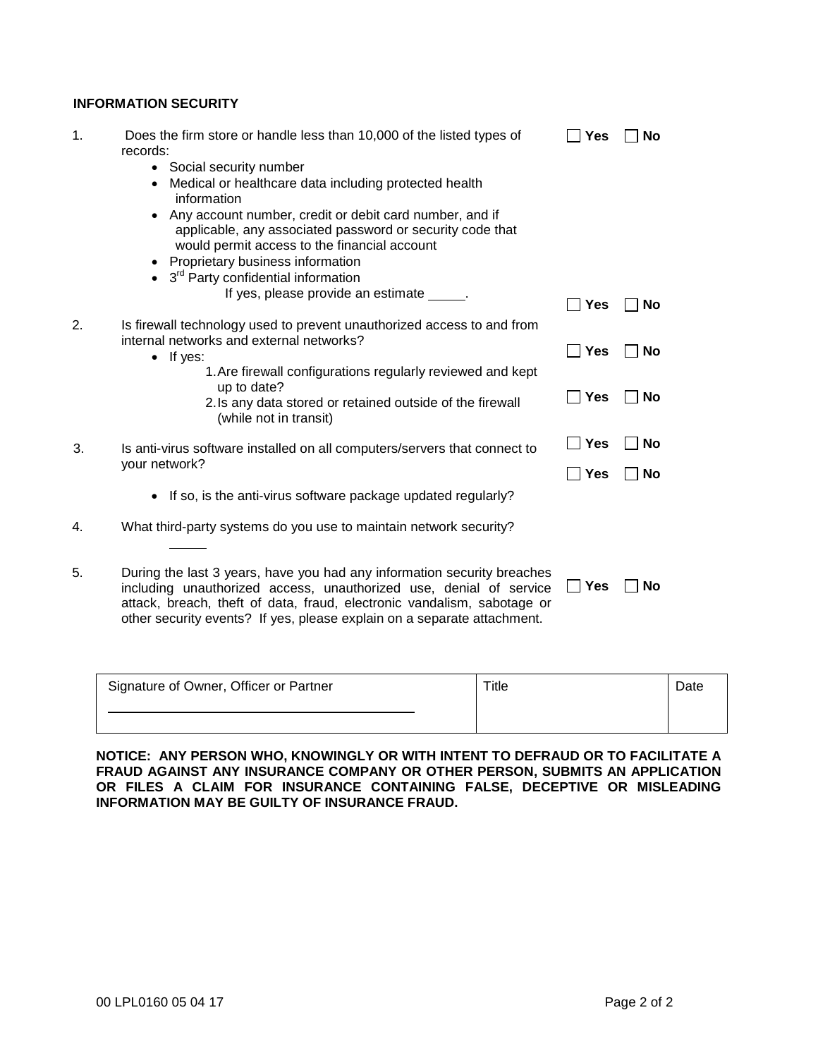**INFORMATION SECURITY**

1. Does the firm store or handle less than 10,000 of the listed types of records: ☐ **Yes** ☐ **No**
   - Social security number
   - Medical or healthcare data including protected health information
   - Any account number, credit or debit card number, and if applicable, any associated password or security code that would permit access to the financial account
   - Proprietary business information
   - 3rd Party confidential information

   If yes, please provide an estimate _____.

2. Is firewall technology used to prevent unauthorized access to and from internal networks and external networks? ☐ **Yes** ☐ **No**
   - If yes:
     1. Are firewall configurations regularly reviewed and kept up to date? ☐ **Yes** ☐ **No**
     2. Is any data stored or retained outside of the firewall (while not in transit) ☐ **Yes** ☐ **No**

3. Is anti-virus software installed on all computers/servers that connect to your network? ☐ **Yes** ☐ **No**
   - If so, is the anti-virus software package updated regularly? ☐ **Yes** ☐ **No**

4. What third-party systems do you use to maintain network security?

   _____

5. During the last 3 years, have you had any information security breaches including unauthorized access, unauthorized use, denial of service attack, breach, theft of data, fraud, electronic vandalism, sabotage or other security events? If yes, please explain on a separate attachment. ☐ **Yes** ☐ **No**

| Signature of Owner, Officer or Partner | Title | Date |
|---|---|---|
| | | |

**NOTICE: ANY PERSON WHO, KNOWINGLY OR WITH INTENT TO DEFRAUD OR TO FACILITATE A FRAUD AGAINST ANY INSURANCE COMPANY OR OTHER PERSON, SUBMITS AN APPLICATION OR FILES A CLAIM FOR INSURANCE CONTAINING FALSE, DECEPTIVE OR MISLEADING INFORMATION MAY BE GUILTY OF INSURANCE FRAUD.**

00 LPL0160 05 04 17